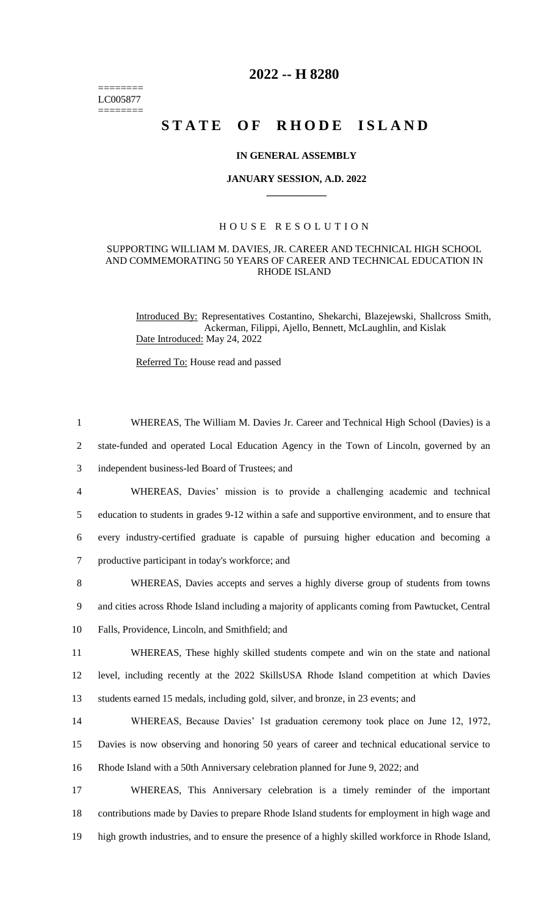========
LC005877
========

# 2022 -- H 8280

# STATE OF RHODE ISLAND

### IN GENERAL ASSEMBLY

### JANUARY SESSION, A.D. 2022

____________

H O U S E   R E S O L U T I O N

SUPPORTING WILLIAM M. DAVIES, JR. CAREER AND TECHNICAL HIGH SCHOOL AND COMMEMORATING 50 YEARS OF CAREER AND TECHNICAL EDUCATION IN RHODE ISLAND

Introduced By: Representatives Costantino, Shekarchi, Blazejewski, Shallcross Smith, Ackerman, Filippi, Ajello, Bennett, McLaughlin, and Kislak

Date Introduced: May 24, 2022

Referred To: House read and passed

WHEREAS, The William M. Davies Jr. Career and Technical High School (Davies) is a state-funded and operated Local Education Agency in the Town of Lincoln, governed by an independent business-led Board of Trustees; and

WHEREAS, Davies' mission is to provide a challenging academic and technical education to students in grades 9-12 within a safe and supportive environment, and to ensure that every industry-certified graduate is capable of pursuing higher education and becoming a productive participant in today's workforce; and

WHEREAS, Davies accepts and serves a highly diverse group of students from towns and cities across Rhode Island including a majority of applicants coming from Pawtucket, Central Falls, Providence, Lincoln, and Smithfield; and

WHEREAS, These highly skilled students compete and win on the state and national level, including recently at the 2022 SkillsUSA Rhode Island competition at which Davies students earned 15 medals, including gold, silver, and bronze, in 23 events; and

WHEREAS, Because Davies' 1st graduation ceremony took place on June 12, 1972, Davies is now observing and honoring 50 years of career and technical educational service to Rhode Island with a 50th Anniversary celebration planned for June 9, 2022; and

WHEREAS, This Anniversary celebration is a timely reminder of the important contributions made by Davies to prepare Rhode Island students for employment in high wage and high growth industries, and to ensure the presence of a highly skilled workforce in Rhode Island,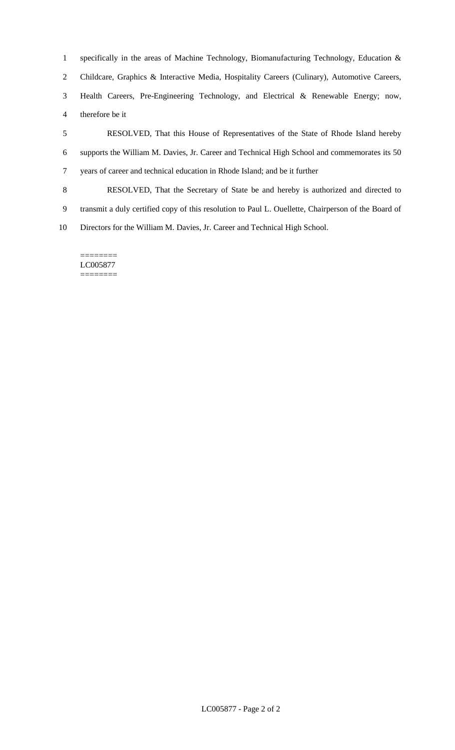specifically in the areas of Machine Technology, Biomanufacturing Technology, Education & Childcare, Graphics & Interactive Media, Hospitality Careers (Culinary), Automotive Careers, Health Careers, Pre-Engineering Technology, and Electrical & Renewable Energy; now, therefore be it

RESOLVED, That this House of Representatives of the State of Rhode Island hereby supports the William M. Davies, Jr. Career and Technical High School and commemorates its 50 years of career and technical education in Rhode Island; and be it further

RESOLVED, That the Secretary of State be and hereby is authorized and directed to transmit a duly certified copy of this resolution to Paul L. Ouellette, Chairperson of the Board of Directors for the William M. Davies, Jr. Career and Technical High School.

========
LC005877
========